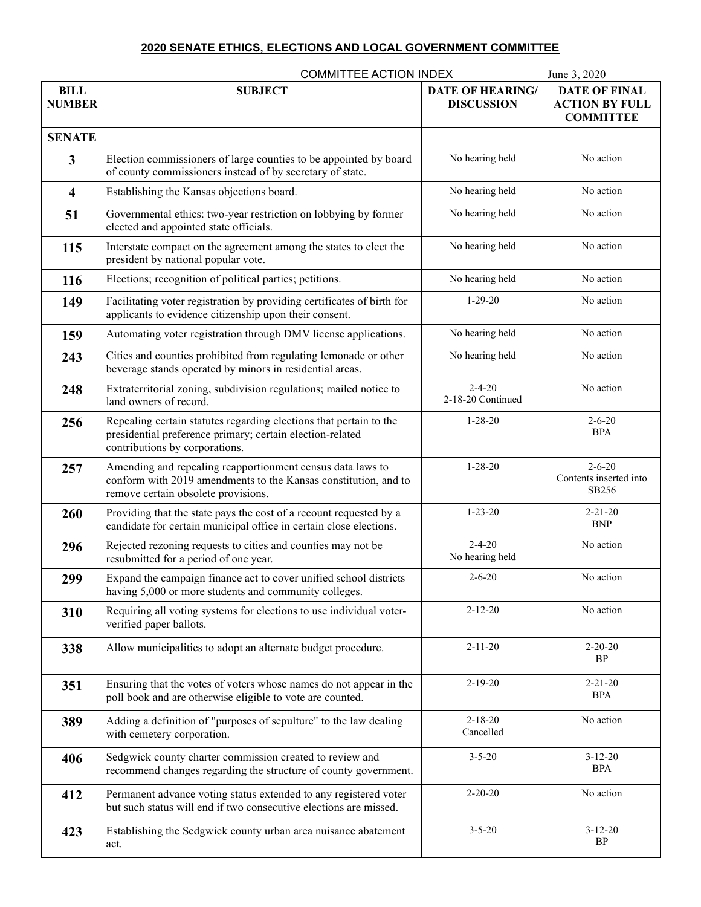## 2020 SENATE ETHICS, ELECTIONS AND LOCAL GOVERNMENT COMMITTEE

COMMITTEE ACTION INDEX — June 3, 2020

| BILL NUMBER | SUBJECT | DATE OF HEARING/ DISCUSSION | DATE OF FINAL ACTION BY FULL COMMITTEE |
|---|---|---|---|
| **SENATE** | | | |
| **3** | Election commissioners of large counties to be appointed by board of county commissioners instead of by secretary of state. | No hearing held | No action |
| **4** | Establishing the Kansas objections board. | No hearing held | No action |
| **51** | Governmental ethics: two-year restriction on lobbying by former elected and appointed state officials. | No hearing held | No action |
| **115** | Interstate compact on the agreement among the states to elect the president by national popular vote. | No hearing held | No action |
| **116** | Elections; recognition of political parties; petitions. | No hearing held | No action |
| **149** | Facilitating voter registration by providing certificates of birth for applicants to evidence citizenship upon their consent. | 1-29-20 | No action |
| **159** | Automating voter registration through DMV license applications. | No hearing held | No action |
| **243** | Cities and counties prohibited from regulating lemonade or other beverage stands operated by minors in residential areas. | No hearing held | No action |
| **248** | Extraterritorial zoning, subdivision regulations; mailed notice to land owners of record. | 2-4-20<br>2-18-20 Continued | No action |
| **256** | Repealing certain statutes regarding elections that pertain to the presidential preference primary; certain election-related contributions by corporations. | 1-28-20 | 2-6-20<br>BPA |
| **257** | Amending and repealing reapportionment census data laws to conform with 2019 amendments to the Kansas constitution, and to remove certain obsolete provisions. | 1-28-20 | 2-6-20<br>Contents inserted into SB256 |
| **260** | Providing that the state pays the cost of a recount requested by a candidate for certain municipal office in certain close elections. | 1-23-20 | 2-21-20<br>BNP |
| **296** | Rejected rezoning requests to cities and counties may not be resubmitted for a period of one year. | 2-4-20<br>No hearing held | No action |
| **299** | Expand the campaign finance act to cover unified school districts having 5,000 or more students and community colleges. | 2-6-20 | No action |
| **310** | Requiring all voting systems for elections to use individual voter-verified paper ballots. | 2-12-20 | No action |
| **338** | Allow municipalities to adopt an alternate budget procedure. | 2-11-20 | 2-20-20<br>BP |
| **351** | Ensuring that the votes of voters whose names do not appear in the poll book and are otherwise eligible to vote are counted. | 2-19-20 | 2-21-20<br>BPA |
| **389** | Adding a definition of "purposes of sepulture" to the law dealing with cemetery corporation. | 2-18-20<br>Cancelled | No action |
| **406** | Sedgwick county charter commission created to review and recommend changes regarding the structure of county government. | 3-5-20 | 3-12-20<br>BPA |
| **412** | Permanent advance voting status extended to any registered voter but such status will end if two consecutive elections are missed. | 2-20-20 | No action |
| **423** | Establishing the Sedgwick county urban area nuisance abatement act. | 3-5-20 | 3-12-20<br>BP |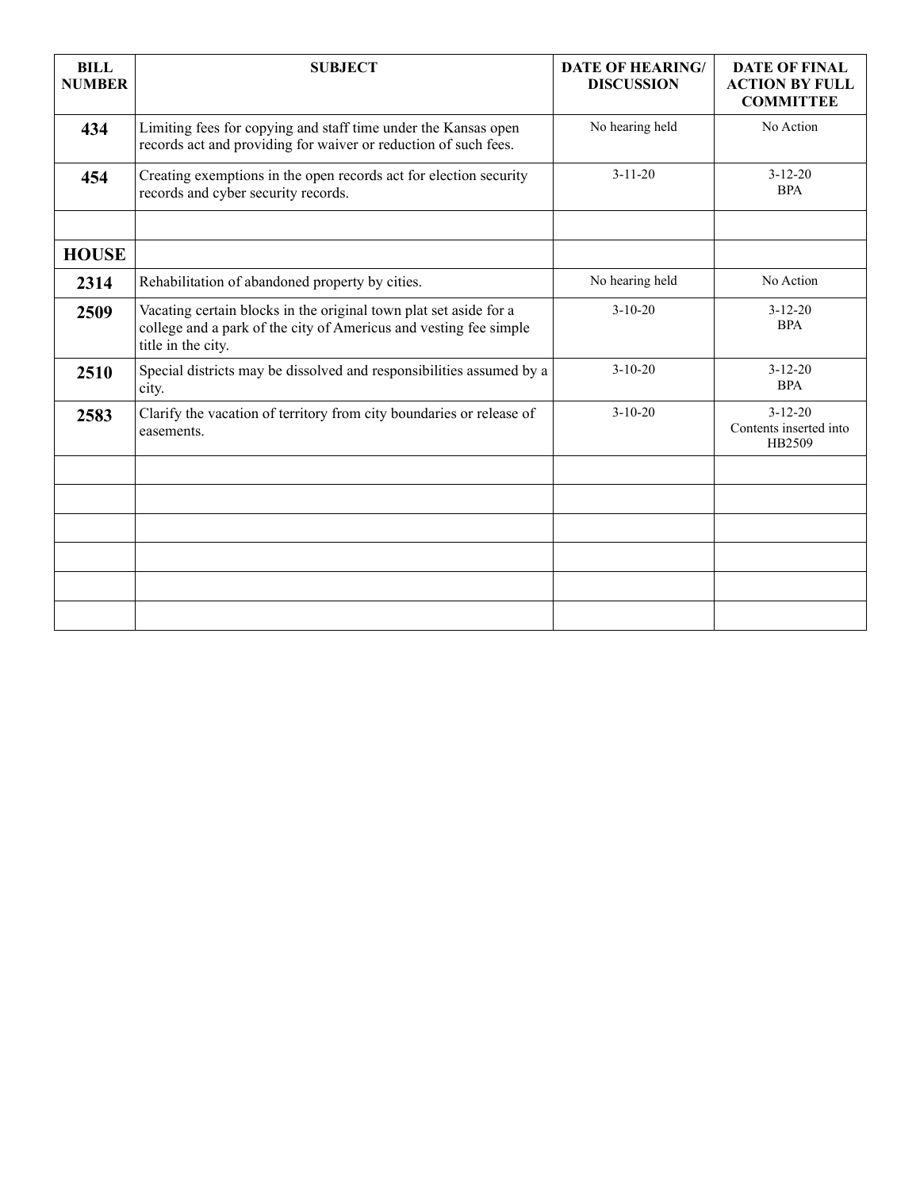| BILL NUMBER | SUBJECT | DATE OF HEARING/ DISCUSSION | DATE OF FINAL ACTION BY FULL COMMITTEE |
|---|---|---|---|
| **434** | Limiting fees for copying and staff time under the Kansas open records act and providing for waiver or reduction of such fees. | No hearing held | No Action |
| **454** | Creating exemptions in the open records act for election security records and cyber security records. | 3-11-20 | 3-12-20 BPA |
| | | | |
| **HOUSE** | | | |
| **2314** | Rehabilitation of abandoned property by cities. | No hearing held | No Action |
| **2509** | Vacating certain blocks in the original town plat set aside for a college and a park of the city of Americus and vesting fee simple title in the city. | 3-10-20 | 3-12-20 BPA |
| **2510** | Special districts may be dissolved and responsibilities assumed by a city. | 3-10-20 | 3-12-20 BPA |
| **2583** | Clarify the vacation of territory from city boundaries or release of easements. | 3-10-20 | 3-12-20 Contents inserted into HB2509 |
| | | | |
| | | | |
| | | | |
| | | | |
| | | | |
| | | | |